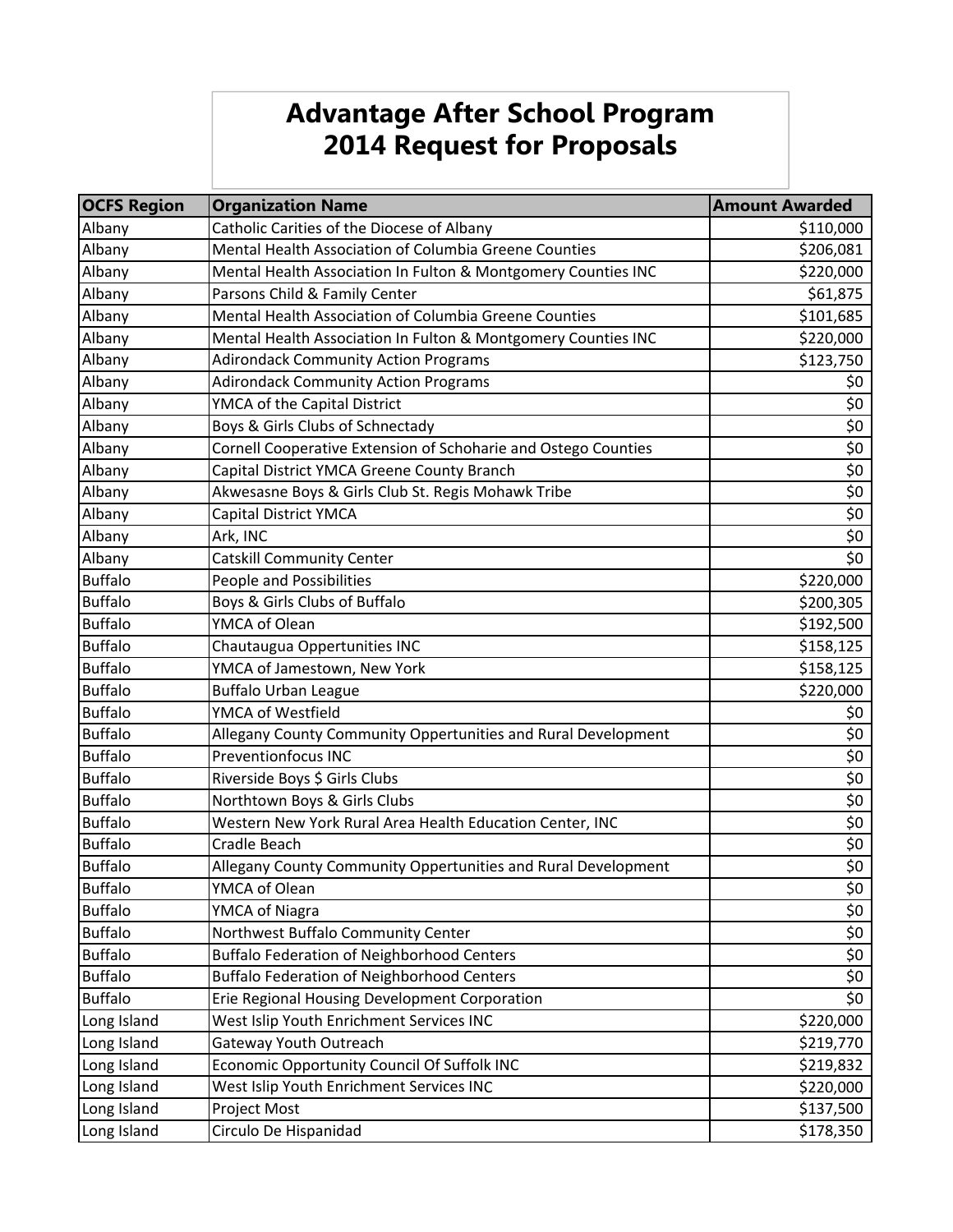# Advantage After School Program
# 2014 Request for Proposals

| OCFS Region | Organization Name | Amount Awarded |
|---|---|---|
| Albany | Catholic Carities of the Diocese of Albany | $110,000 |
| Albany | Mental Health Association of Columbia Greene Counties | $206,081 |
| Albany | Mental Health Association In Fulton & Montgomery Counties INC | $220,000 |
| Albany | Parsons Child & Family Center | $61,875 |
| Albany | Mental Health Association of Columbia Greene Counties | $101,685 |
| Albany | Mental Health Association In Fulton & Montgomery Counties INC | $220,000 |
| Albany | Adirondack Community Action Programs | $123,750 |
| Albany | Adirondack Community Action Programs | $0 |
| Albany | YMCA of the Capital District | $0 |
| Albany | Boys & Girls Clubs of Schnectady | $0 |
| Albany | Cornell Cooperative Extension of Schoharie and Ostego Counties | $0 |
| Albany | Capital District YMCA Greene County Branch | $0 |
| Albany | Akwesasne Boys & Girls Club St. Regis Mohawk Tribe | $0 |
| Albany | Capital District YMCA | $0 |
| Albany | Ark, INC | $0 |
| Albany | Catskill Community Center | $0 |
| Buffalo | People and Possibilities | $220,000 |
| Buffalo | Boys & Girls Clubs of Buffalo | $200,305 |
| Buffalo | YMCA of Olean | $192,500 |
| Buffalo | Chautaugua Oppertunities INC | $158,125 |
| Buffalo | YMCA of Jamestown, New York | $158,125 |
| Buffalo | Buffalo Urban League | $220,000 |
| Buffalo | YMCA of Westfield | $0 |
| Buffalo | Allegany County Community Oppertunities and Rural Development | $0 |
| Buffalo | Preventionfocus INC | $0 |
| Buffalo | Riverside Boys $ Girls Clubs | $0 |
| Buffalo | Northtown Boys & Girls Clubs | $0 |
| Buffalo | Western New York Rural Area Health Education Center, INC | $0 |
| Buffalo | Cradle Beach | $0 |
| Buffalo | Allegany County Community Oppertunities and Rural Development | $0 |
| Buffalo | YMCA of Olean | $0 |
| Buffalo | YMCA of Niagra | $0 |
| Buffalo | Northwest Buffalo Community Center | $0 |
| Buffalo | Buffalo Federation of Neighborhood Centers | $0 |
| Buffalo | Buffalo Federation of Neighborhood Centers | $0 |
| Buffalo | Erie Regional Housing Development Corporation | $0 |
| Long Island | West Islip Youth Enrichment Services INC | $220,000 |
| Long Island | Gateway Youth Outreach | $219,770 |
| Long Island | Economic Opportunity Council Of Suffolk INC | $219,832 |
| Long Island | West Islip Youth Enrichment Services INC | $220,000 |
| Long Island | Project Most | $137,500 |
| Long Island | Circulo De Hispanidad | $178,350 |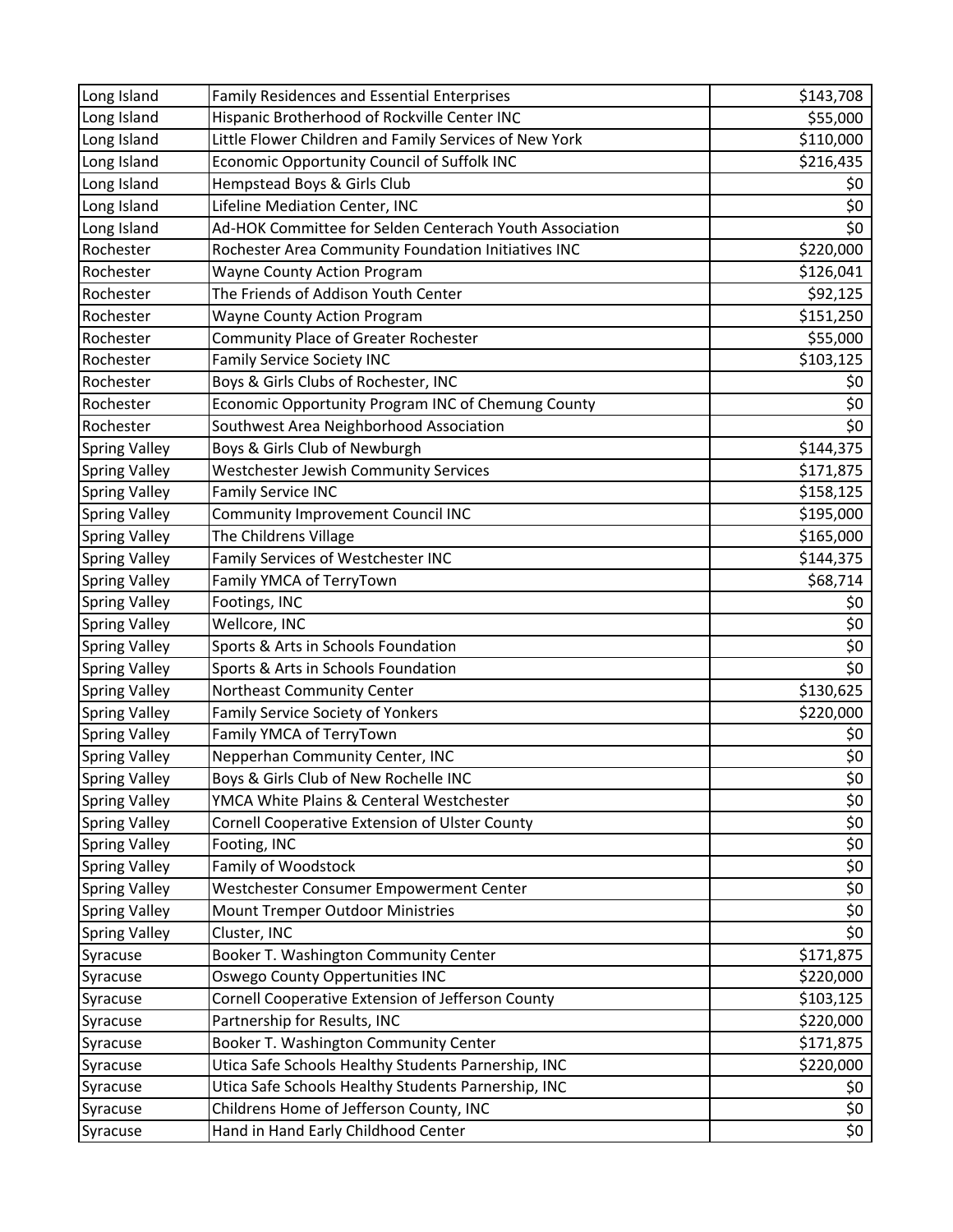| | | |
|---|---|---|
| Long Island | Family Residences and Essential Enterprises | $143,708 |
| Long Island | Hispanic Brotherhood of Rockville Center INC | $55,000 |
| Long Island | Little Flower Children and Family Services of New York | $110,000 |
| Long Island | Economic Opportunity Council of Suffolk INC | $216,435 |
| Long Island | Hempstead Boys & Girls Club | $0 |
| Long Island | Lifeline Mediation Center, INC | $0 |
| Long Island | Ad-HOK Committee for Selden Centerach Youth Association | $0 |
| Rochester | Rochester Area Community Foundation Initiatives INC | $220,000 |
| Rochester | Wayne County Action Program | $126,041 |
| Rochester | The Friends of Addison Youth Center | $92,125 |
| Rochester | Wayne County Action Program | $151,250 |
| Rochester | Community Place of Greater Rochester | $55,000 |
| Rochester | Family Service Society INC | $103,125 |
| Rochester | Boys & Girls Clubs of Rochester, INC | $0 |
| Rochester | Economic Opportunity Program INC of Chemung County | $0 |
| Rochester | Southwest Area Neighborhood Association | $0 |
| Spring Valley | Boys & Girls Club of Newburgh | $144,375 |
| Spring Valley | Westchester Jewish Community Services | $171,875 |
| Spring Valley | Family Service INC | $158,125 |
| Spring Valley | Community Improvement Council INC | $195,000 |
| Spring Valley | The Childrens Village | $165,000 |
| Spring Valley | Family Services of Westchester INC | $144,375 |
| Spring Valley | Family YMCA of TerryTown | $68,714 |
| Spring Valley | Footings, INC | $0 |
| Spring Valley | Wellcore, INC | $0 |
| Spring Valley | Sports & Arts in Schools Foundation | $0 |
| Spring Valley | Sports & Arts in Schools Foundation | $0 |
| Spring Valley | Northeast Community Center | $130,625 |
| Spring Valley | Family Service Society of Yonkers | $220,000 |
| Spring Valley | Family YMCA of TerryTown | $0 |
| Spring Valley | Nepperhan Community Center, INC | $0 |
| Spring Valley | Boys & Girls Club of New Rochelle INC | $0 |
| Spring Valley | YMCA White Plains & Centeral Westchester | $0 |
| Spring Valley | Cornell Cooperative Extension of Ulster County | $0 |
| Spring Valley | Footing, INC | $0 |
| Spring Valley | Family of Woodstock | $0 |
| Spring Valley | Westchester Consumer Empowerment Center | $0 |
| Spring Valley | Mount Tremper Outdoor Ministries | $0 |
| Spring Valley | Cluster, INC | $0 |
| Syracuse | Booker T. Washington Community Center | $171,875 |
| Syracuse | Oswego County Oppertunities INC | $220,000 |
| Syracuse | Cornell Cooperative Extension of Jefferson County | $103,125 |
| Syracuse | Partnership for Results, INC | $220,000 |
| Syracuse | Booker T. Washington Community Center | $171,875 |
| Syracuse | Utica Safe Schools Healthy Students Parnership, INC | $220,000 |
| Syracuse | Utica Safe Schools Healthy Students Parnership, INC | $0 |
| Syracuse | Childrens Home of Jefferson County, INC | $0 |
| Syracuse | Hand in Hand Early Childhood Center | $0 |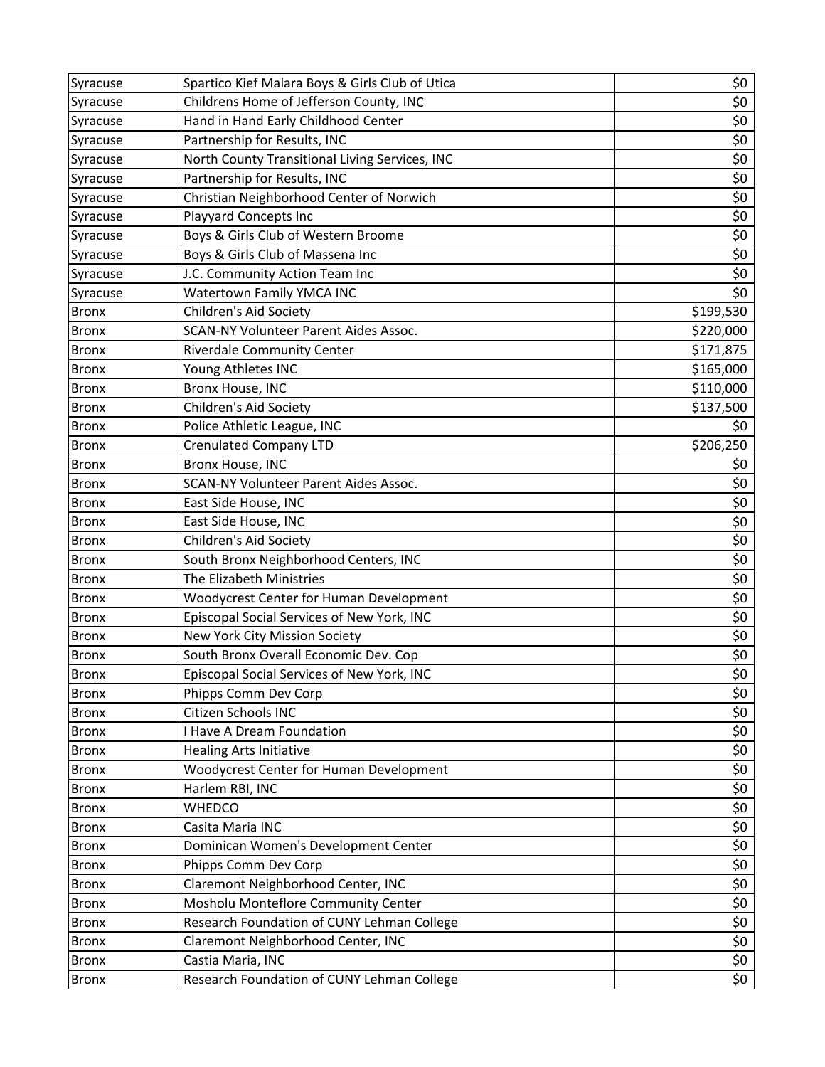| | | |
|---|---|---|
| Syracuse | Spartico Kief Malara Boys & Girls Club of Utica | $0 |
| Syracuse | Childrens Home of Jefferson County, INC | $0 |
| Syracuse | Hand in Hand Early Childhood Center | $0 |
| Syracuse | Partnership for Results, INC | $0 |
| Syracuse | North County Transitional Living Services, INC | $0 |
| Syracuse | Partnership for Results, INC | $0 |
| Syracuse | Christian Neighborhood Center of Norwich | $0 |
| Syracuse | Playyard Concepts Inc | $0 |
| Syracuse | Boys & Girls Club of Western Broome | $0 |
| Syracuse | Boys & Girls Club of Massena Inc | $0 |
| Syracuse | J.C. Community Action Team Inc | $0 |
| Syracuse | Watertown Family YMCA INC | $0 |
| Bronx | Children's Aid Society | $199,530 |
| Bronx | SCAN-NY Volunteer Parent Aides Assoc. | $220,000 |
| Bronx | Riverdale Community Center | $171,875 |
| Bronx | Young Athletes INC | $165,000 |
| Bronx | Bronx House, INC | $110,000 |
| Bronx | Children's Aid Society | $137,500 |
| Bronx | Police Athletic League, INC | $0 |
| Bronx | Crenulated Company LTD | $206,250 |
| Bronx | Bronx House, INC | $0 |
| Bronx | SCAN-NY Volunteer Parent Aides Assoc. | $0 |
| Bronx | East Side House, INC | $0 |
| Bronx | East Side House, INC | $0 |
| Bronx | Children's Aid Society | $0 |
| Bronx | South Bronx Neighborhood Centers, INC | $0 |
| Bronx | The Elizabeth Ministries | $0 |
| Bronx | Woodycrest Center for Human Development | $0 |
| Bronx | Episcopal Social Services of New York, INC | $0 |
| Bronx | New York City Mission Society | $0 |
| Bronx | South Bronx Overall Economic Dev. Cop | $0 |
| Bronx | Episcopal Social Services of New York, INC | $0 |
| Bronx | Phipps Comm Dev Corp | $0 |
| Bronx | Citizen Schools INC | $0 |
| Bronx | I Have A Dream Foundation | $0 |
| Bronx | Healing Arts Initiative | $0 |
| Bronx | Woodycrest Center for Human Development | $0 |
| Bronx | Harlem RBI, INC | $0 |
| Bronx | WHEDCO | $0 |
| Bronx | Casita Maria INC | $0 |
| Bronx | Dominican Women's Development Center | $0 |
| Bronx | Phipps Comm Dev Corp | $0 |
| Bronx | Claremont Neighborhood Center, INC | $0 |
| Bronx | Mosholu Monteflore Community Center | $0 |
| Bronx | Research Foundation of CUNY Lehman College | $0 |
| Bronx | Claremont Neighborhood Center, INC | $0 |
| Bronx | Castia Maria, INC | $0 |
| Bronx | Research Foundation of CUNY Lehman College | $0 |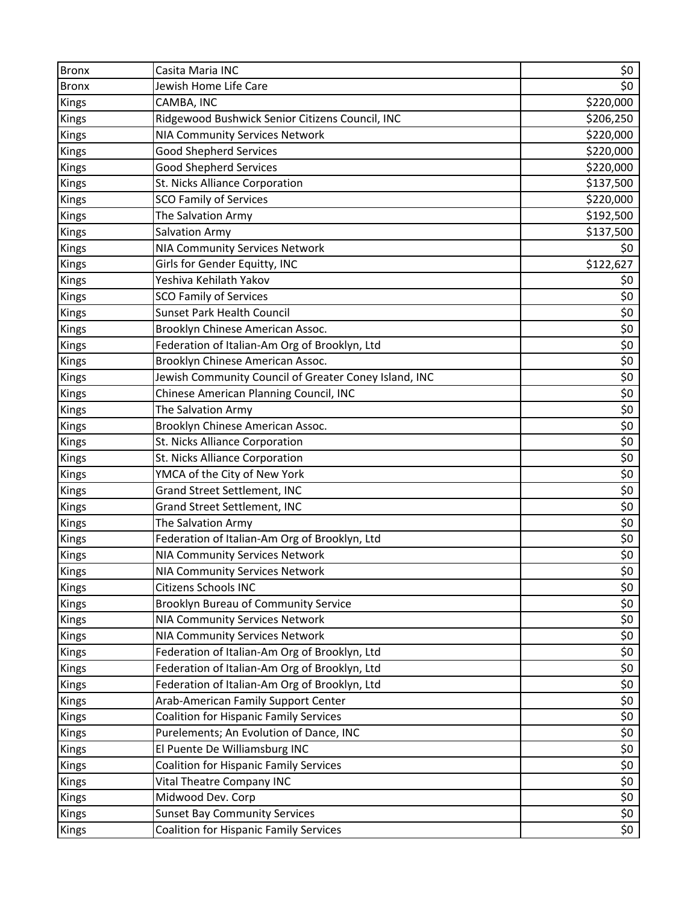| | | |
|---|---|---|
| Bronx | Casita Maria INC | $0 |
| Bronx | Jewish Home Life Care | $0 |
| Kings | CAMBA, INC | $220,000 |
| Kings | Ridgewood Bushwick Senior Citizens Council, INC | $206,250 |
| Kings | NIA Community Services Network | $220,000 |
| Kings | Good Shepherd Services | $220,000 |
| Kings | Good Shepherd Services | $220,000 |
| Kings | St. Nicks Alliance Corporation | $137,500 |
| Kings | SCO Family of Services | $220,000 |
| Kings | The Salvation Army | $192,500 |
| Kings | Salvation Army | $137,500 |
| Kings | NIA Community Services Network | $0 |
| Kings | Girls for Gender Equitty, INC | $122,627 |
| Kings | Yeshiva Kehilath Yakov | $0 |
| Kings | SCO Family of Services | $0 |
| Kings | Sunset Park Health Council | $0 |
| Kings | Brooklyn Chinese American Assoc. | $0 |
| Kings | Federation of Italian-Am Org of Brooklyn, Ltd | $0 |
| Kings | Brooklyn Chinese American Assoc. | $0 |
| Kings | Jewish Community Council of Greater Coney Island, INC | $0 |
| Kings | Chinese American Planning Council, INC | $0 |
| Kings | The Salvation Army | $0 |
| Kings | Brooklyn Chinese American Assoc. | $0 |
| Kings | St. Nicks Alliance Corporation | $0 |
| Kings | St. Nicks Alliance Corporation | $0 |
| Kings | YMCA of the City of New York | $0 |
| Kings | Grand Street Settlement, INC | $0 |
| Kings | Grand Street Settlement, INC | $0 |
| Kings | The Salvation Army | $0 |
| Kings | Federation of Italian-Am Org of Brooklyn, Ltd | $0 |
| Kings | NIA Community Services Network | $0 |
| Kings | NIA Community Services Network | $0 |
| Kings | Citizens Schools INC | $0 |
| Kings | Brooklyn Bureau of Community Service | $0 |
| Kings | NIA Community Services Network | $0 |
| Kings | NIA Community Services Network | $0 |
| Kings | Federation of Italian-Am Org of Brooklyn, Ltd | $0 |
| Kings | Federation of Italian-Am Org of Brooklyn, Ltd | $0 |
| Kings | Federation of Italian-Am Org of Brooklyn, Ltd | $0 |
| Kings | Arab-American Family Support Center | $0 |
| Kings | Coalition for Hispanic Family Services | $0 |
| Kings | Purelements; An Evolution of Dance, INC | $0 |
| Kings | El Puente De Williamsburg INC | $0 |
| Kings | Coalition for Hispanic Family Services | $0 |
| Kings | Vital Theatre Company INC | $0 |
| Kings | Midwood Dev. Corp | $0 |
| Kings | Sunset Bay Community Services | $0 |
| Kings | Coalition for Hispanic Family Services | $0 |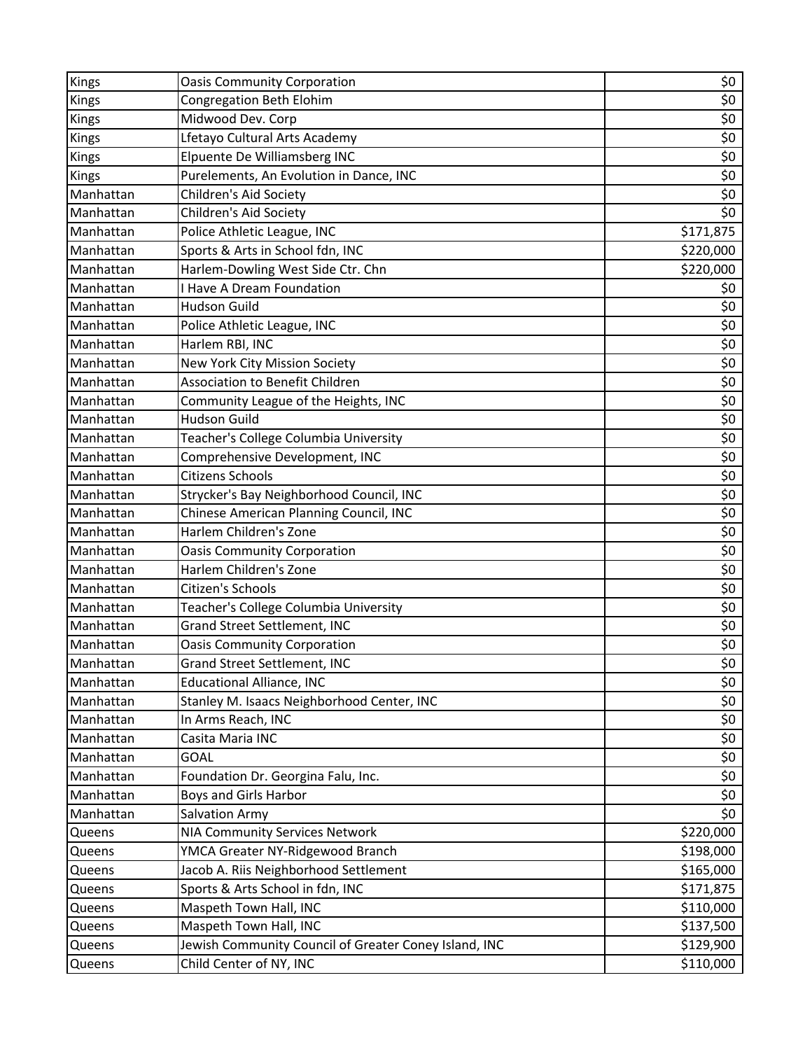| Kings | Oasis Community Corporation | $0 |
|---|---|---|
| Kings | Congregation Beth Elohim | $0 |
| Kings | Midwood Dev. Corp | $0 |
| Kings | Lfetayo Cultural Arts Academy | $0 |
| Kings | Elpuente De Williamsberg INC | $0 |
| Kings | Purelements, An Evolution in Dance, INC | $0 |
| Manhattan | Children's Aid Society | $0 |
| Manhattan | Children's Aid Society | $0 |
| Manhattan | Police Athletic League, INC | $171,875 |
| Manhattan | Sports & Arts in School fdn, INC | $220,000 |
| Manhattan | Harlem-Dowling West Side Ctr. Chn | $220,000 |
| Manhattan | I Have A Dream Foundation | $0 |
| Manhattan | Hudson Guild | $0 |
| Manhattan | Police Athletic League, INC | $0 |
| Manhattan | Harlem RBI, INC | $0 |
| Manhattan | New York City Mission Society | $0 |
| Manhattan | Association to Benefit Children | $0 |
| Manhattan | Community League of the Heights, INC | $0 |
| Manhattan | Hudson Guild | $0 |
| Manhattan | Teacher's College Columbia University | $0 |
| Manhattan | Comprehensive Development, INC | $0 |
| Manhattan | Citizens Schools | $0 |
| Manhattan | Strycker's Bay Neighborhood Council, INC | $0 |
| Manhattan | Chinese American Planning Council, INC | $0 |
| Manhattan | Harlem Children's Zone | $0 |
| Manhattan | Oasis Community Corporation | $0 |
| Manhattan | Harlem Children's Zone | $0 |
| Manhattan | Citizen's Schools | $0 |
| Manhattan | Teacher's College Columbia University | $0 |
| Manhattan | Grand Street Settlement, INC | $0 |
| Manhattan | Oasis Community Corporation | $0 |
| Manhattan | Grand Street Settlement, INC | $0 |
| Manhattan | Educational Alliance, INC | $0 |
| Manhattan | Stanley M. Isaacs Neighborhood Center, INC | $0 |
| Manhattan | In Arms Reach, INC | $0 |
| Manhattan | Casita Maria INC | $0 |
| Manhattan | GOAL | $0 |
| Manhattan | Foundation Dr. Georgina Falu, Inc. | $0 |
| Manhattan | Boys and Girls Harbor | $0 |
| Manhattan | Salvation Army | $0 |
| Queens | NIA Community Services Network | $220,000 |
| Queens | YMCA Greater NY-Ridgewood Branch | $198,000 |
| Queens | Jacob A. Riis Neighborhood Settlement | $165,000 |
| Queens | Sports & Arts School in fdn, INC | $171,875 |
| Queens | Maspeth Town Hall, INC | $110,000 |
| Queens | Maspeth Town Hall, INC | $137,500 |
| Queens | Jewish Community Council of Greater Coney Island, INC | $129,900 |
| Queens | Child Center of NY, INC | $110,000 |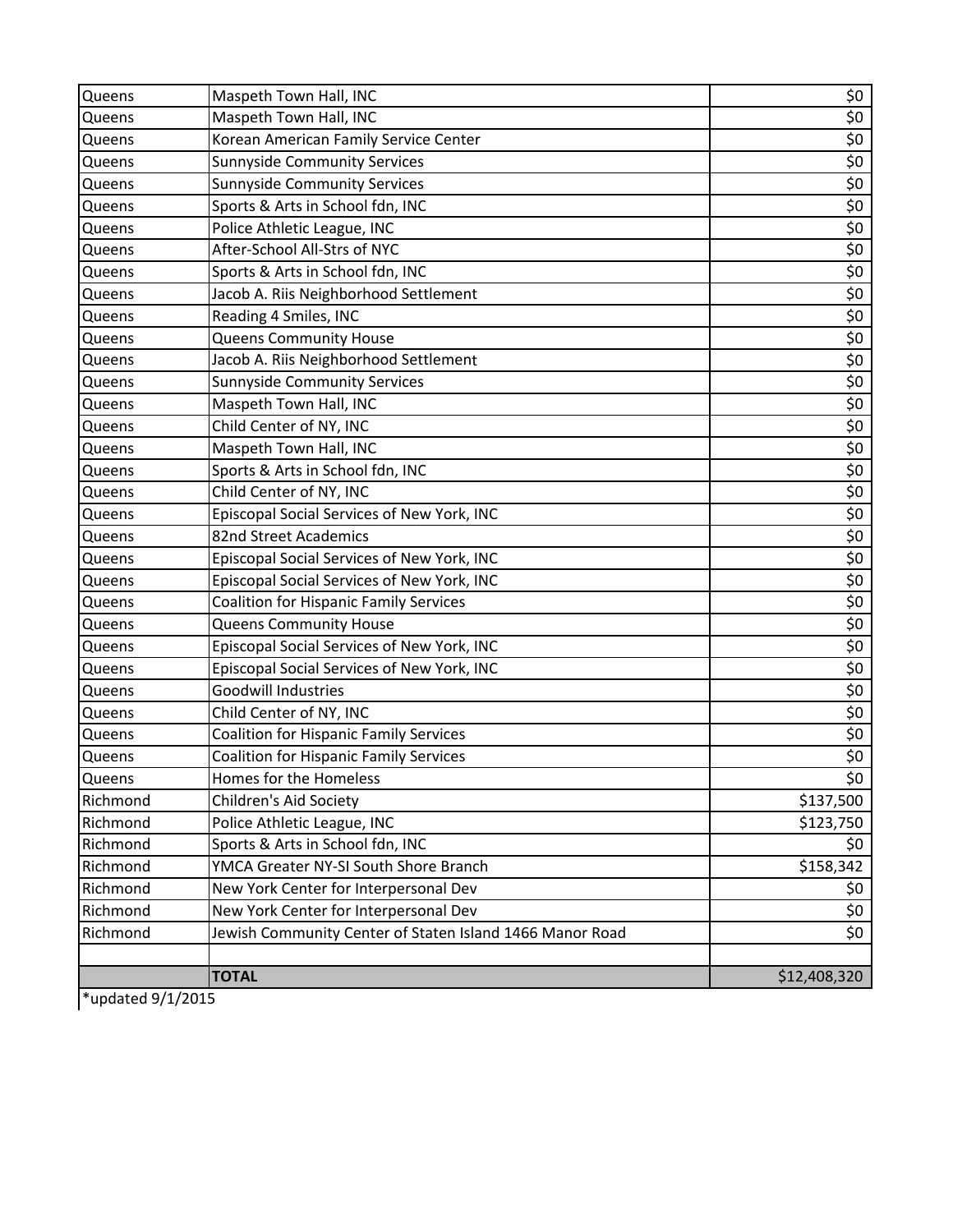| | | |
|---|---|---|
| Queens | Maspeth Town Hall, INC | $0 |
| Queens | Maspeth Town Hall, INC | $0 |
| Queens | Korean American Family Service Center | $0 |
| Queens | Sunnyside Community Services | $0 |
| Queens | Sunnyside Community Services | $0 |
| Queens | Sports & Arts in School fdn, INC | $0 |
| Queens | Police Athletic League, INC | $0 |
| Queens | After-School All-Strs of NYC | $0 |
| Queens | Sports & Arts in School fdn, INC | $0 |
| Queens | Jacob A. Riis Neighborhood Settlement | $0 |
| Queens | Reading 4 Smiles, INC | $0 |
| Queens | Queens Community House | $0 |
| Queens | Jacob A. Riis Neighborhood Settlement | $0 |
| Queens | Sunnyside Community Services | $0 |
| Queens | Maspeth Town Hall, INC | $0 |
| Queens | Child Center of NY, INC | $0 |
| Queens | Maspeth Town Hall, INC | $0 |
| Queens | Sports & Arts in School fdn, INC | $0 |
| Queens | Child Center of NY, INC | $0 |
| Queens | Episcopal Social Services of New York, INC | $0 |
| Queens | 82nd Street Academics | $0 |
| Queens | Episcopal Social Services of New York, INC | $0 |
| Queens | Episcopal Social Services of New York, INC | $0 |
| Queens | Coalition for Hispanic Family Services | $0 |
| Queens | Queens Community House | $0 |
| Queens | Episcopal Social Services of New York, INC | $0 |
| Queens | Episcopal Social Services of New York, INC | $0 |
| Queens | Goodwill Industries | $0 |
| Queens | Child Center of NY, INC | $0 |
| Queens | Coalition for Hispanic Family Services | $0 |
| Queens | Coalition for Hispanic Family Services | $0 |
| Queens | Homes for the Homeless | $0 |
| Richmond | Children's Aid Society | $137,500 |
| Richmond | Police Athletic League, INC | $123,750 |
| Richmond | Sports & Arts in School fdn, INC | $0 |
| Richmond | YMCA Greater NY-SI South Shore Branch | $158,342 |
| Richmond | New York Center for Interpersonal Dev | $0 |
| Richmond | New York Center for Interpersonal Dev | $0 |
| Richmond | Jewish Community Center of Staten Island 1466 Manor Road | $0 |
| | | |
| | **TOTAL** | $12,408,320 |

*updated 9/1/2015